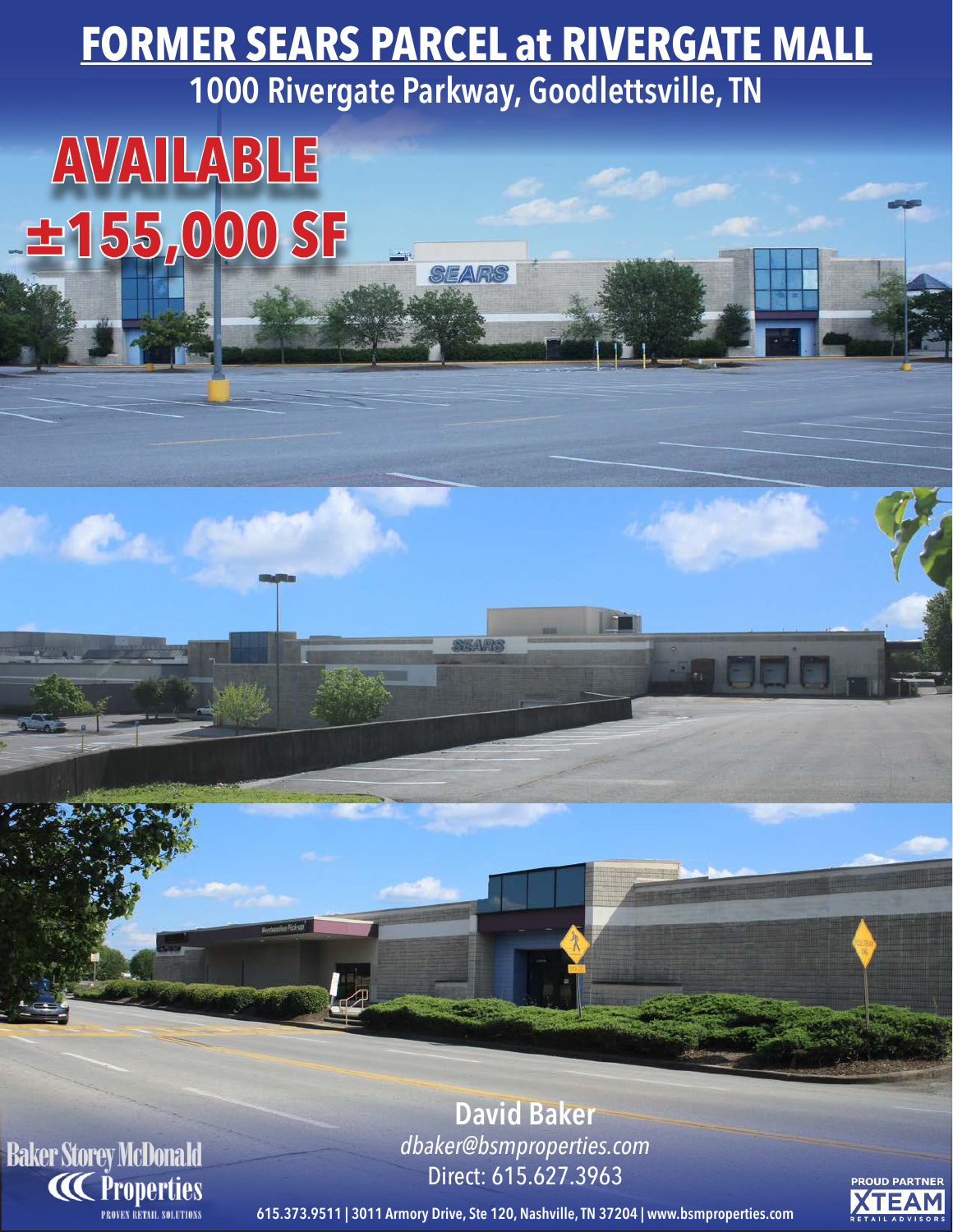# FORMER SEARS PARCEL at RIVERGATE MALL

## 1000 Rivergate Parkway, Goodlettsville, TN

# AVAILABLE

# ±155,000 SF

**David Baker**

*dbaker@bsmproperties.com*

Direct: 615.627.3963

Baker Storey McDonald Properties

PROVEN RETAIL SOLUTIONS

615.373.9511 | 3011 Armory Drive, Ste 120, Nashville, TN 37204 | www.bsmproperties.com

PROUD PARTNER XTEAM RETAIL ADVISORS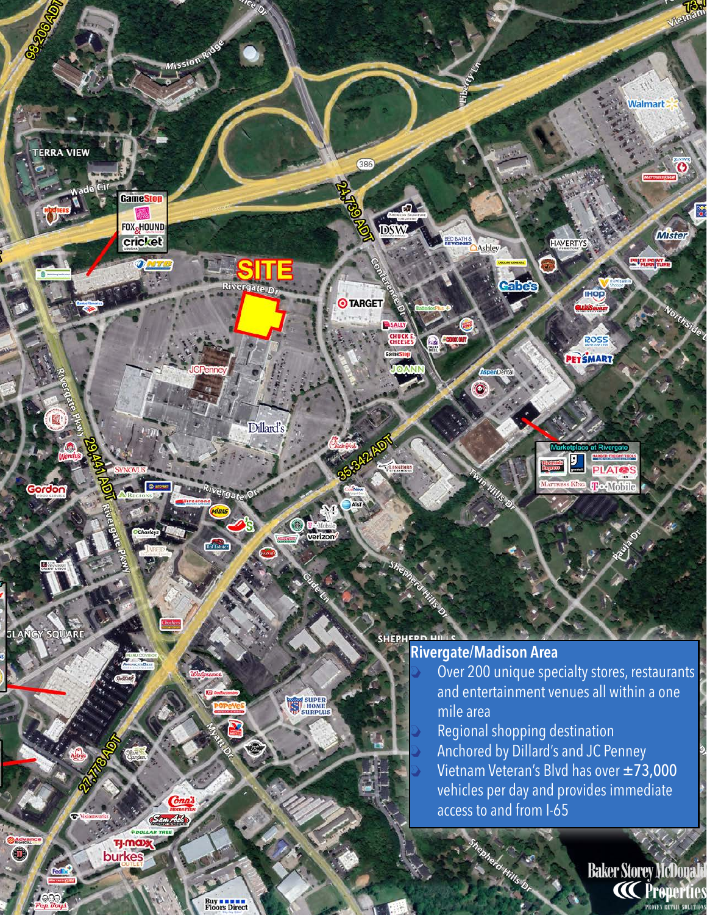## Rivergate/Madison Area

- Over 200 unique specialty stores, restaurants and entertainment venues all within a one mile area
- Regional shopping destination
- Anchored by Dillard's and JC Penney
- Vietnam Veteran's Blvd has over ±73,000 vehicles per day and provides immediate access to and from I-65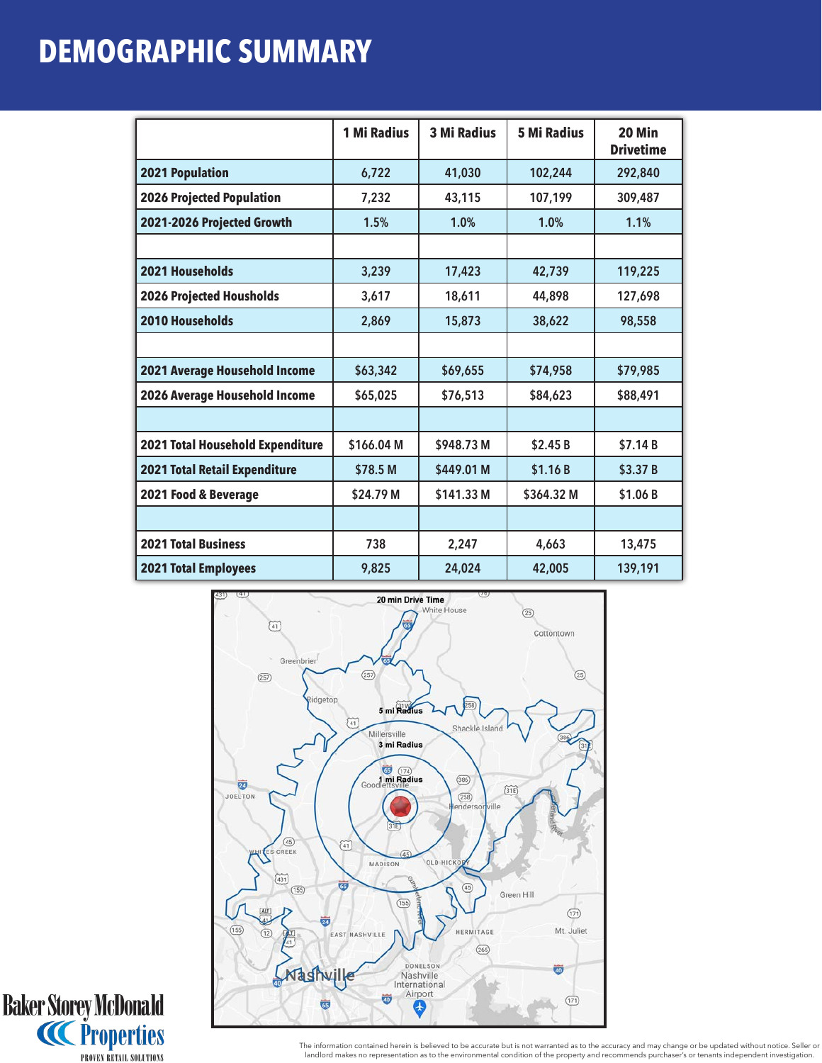# DEMOGRAPHIC SUMMARY

| | 1 Mi Radius | 3 Mi Radius | 5 Mi Radius | 20 Min Drivetime |
|---|---|---|---|---|
| **2021 Population** | 6,722 | 41,030 | 102,244 | 292,840 |
| **2026 Projected Population** | 7,232 | 43,115 | 107,199 | 309,487 |
| **2021-2026 Projected Growth** | 1.5% | 1.0% | 1.0% | 1.1% |
| | | | | |
| **2021 Households** | 3,239 | 17,423 | 42,739 | 119,225 |
| **2026 Projected Housholds** | 3,617 | 18,611 | 44,898 | 127,698 |
| **2010 Households** | 2,869 | 15,873 | 38,622 | 98,558 |
| | | | | |
| **2021 Average Household Income** | $63,342 | $69,655 | $74,958 | $79,985 |
| **2026 Average Household Income** | $65,025 | $76,513 | $84,623 | $88,491 |
| | | | | |
| **2021 Total Household Expenditure** | $166.04 M | $948.73 M | $2.45 B | $7.14 B |
| **2021 Total Retail Expenditure** | $78.5 M | $449.01 M | $1.16 B | $3.37 B |
| **2021 Food & Beverage** | $24.79 M | $141.33 M | $364.32 M | $1.06 B |
| | | | | |
| **2021 Total Business** | 738 | 2,247 | 4,663 | 13,475 |
| **2021 Total Employees** | 9,825 | 24,024 | 42,005 | 139,191 |

20 min Drive Time
5 mi Radius
3 mi Radius
1 mi Radius

Baker Storey McDonald Properties
PROVEN RETAIL SOLUTIONS

The information contained herein is believed to be accurate but is not warranted as to the accuracy and may change or be updated without notice. Seller or landlord makes no representation as to the environmental condition of the property and recommends purchaser's or tenants independent investigation.